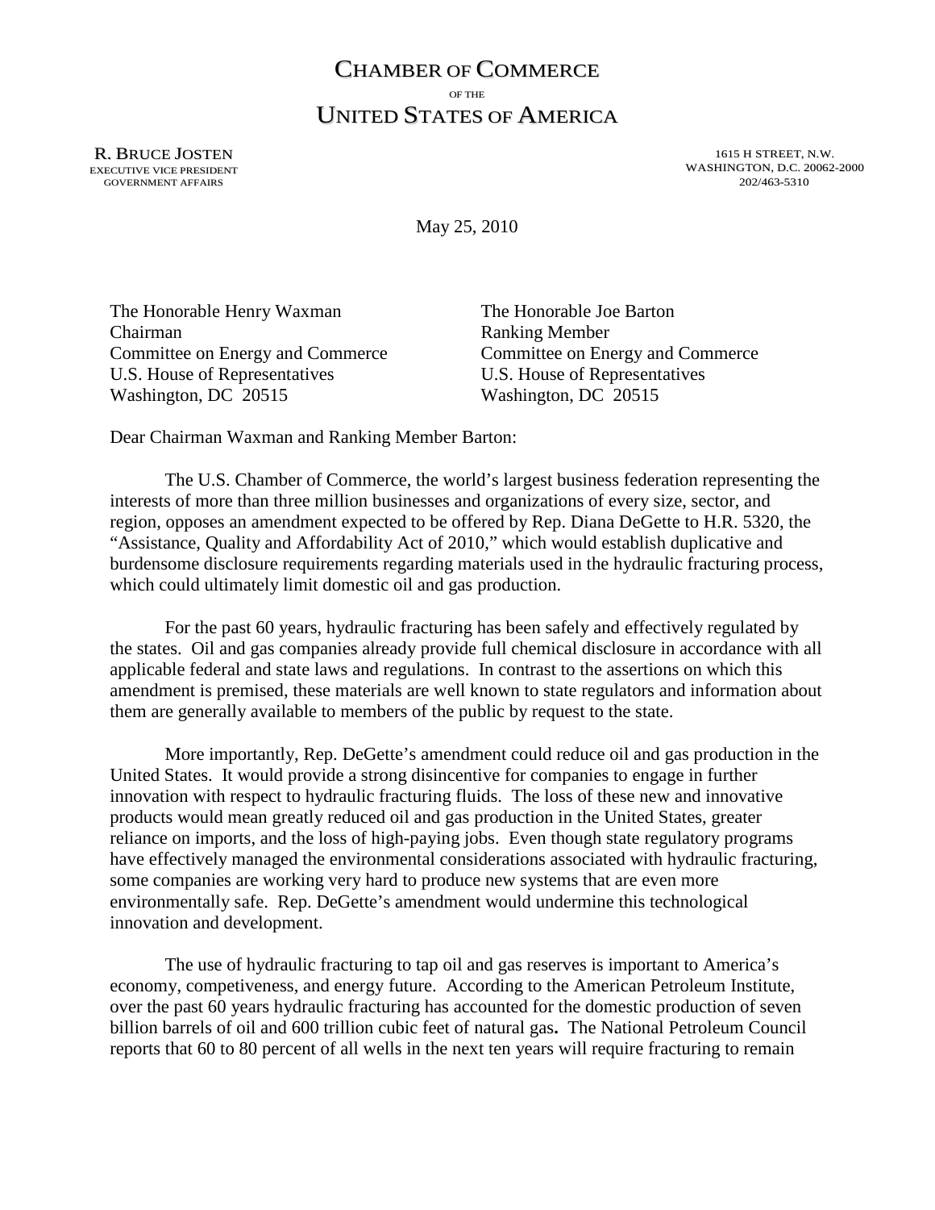# CHAMBER OF COMMERCE

OF THE

# UNITED STATES OF AMERICA

R. BRUCE JOSTEN
EXECUTIVE VICE PRESIDENT
GOVERNMENT AFFAIRS

1615 H STREET, N.W.
WASHINGTON, D.C. 20062-2000
202/463-5310

May 25, 2010

The Honorable Henry Waxman
Chairman
Committee on Energy and Commerce
U.S. House of Representatives
Washington, DC 20515

The Honorable Joe Barton
Ranking Member
Committee on Energy and Commerce
U.S. House of Representatives
Washington, DC 20515

Dear Chairman Waxman and Ranking Member Barton:

The U.S. Chamber of Commerce, the world's largest business federation representing the interests of more than three million businesses and organizations of every size, sector, and region, opposes an amendment expected to be offered by Rep. Diana DeGette to H.R. 5320, the "Assistance, Quality and Affordability Act of 2010," which would establish duplicative and burdensome disclosure requirements regarding materials used in the hydraulic fracturing process, which could ultimately limit domestic oil and gas production.

For the past 60 years, hydraulic fracturing has been safely and effectively regulated by the states. Oil and gas companies already provide full chemical disclosure in accordance with all applicable federal and state laws and regulations. In contrast to the assertions on which this amendment is premised, these materials are well known to state regulators and information about them are generally available to members of the public by request to the state.

More importantly, Rep. DeGette's amendment could reduce oil and gas production in the United States. It would provide a strong disincentive for companies to engage in further innovation with respect to hydraulic fracturing fluids. The loss of these new and innovative products would mean greatly reduced oil and gas production in the United States, greater reliance on imports, and the loss of high-paying jobs. Even though state regulatory programs have effectively managed the environmental considerations associated with hydraulic fracturing, some companies are working very hard to produce new systems that are even more environmentally safe. Rep. DeGette's amendment would undermine this technological innovation and development.

The use of hydraulic fracturing to tap oil and gas reserves is important to America's economy, competiveness, and energy future. According to the American Petroleum Institute, over the past 60 years hydraulic fracturing has accounted for the domestic production of seven billion barrels of oil and 600 trillion cubic feet of natural gas**.** The National Petroleum Council reports that 60 to 80 percent of all wells in the next ten years will require fracturing to remain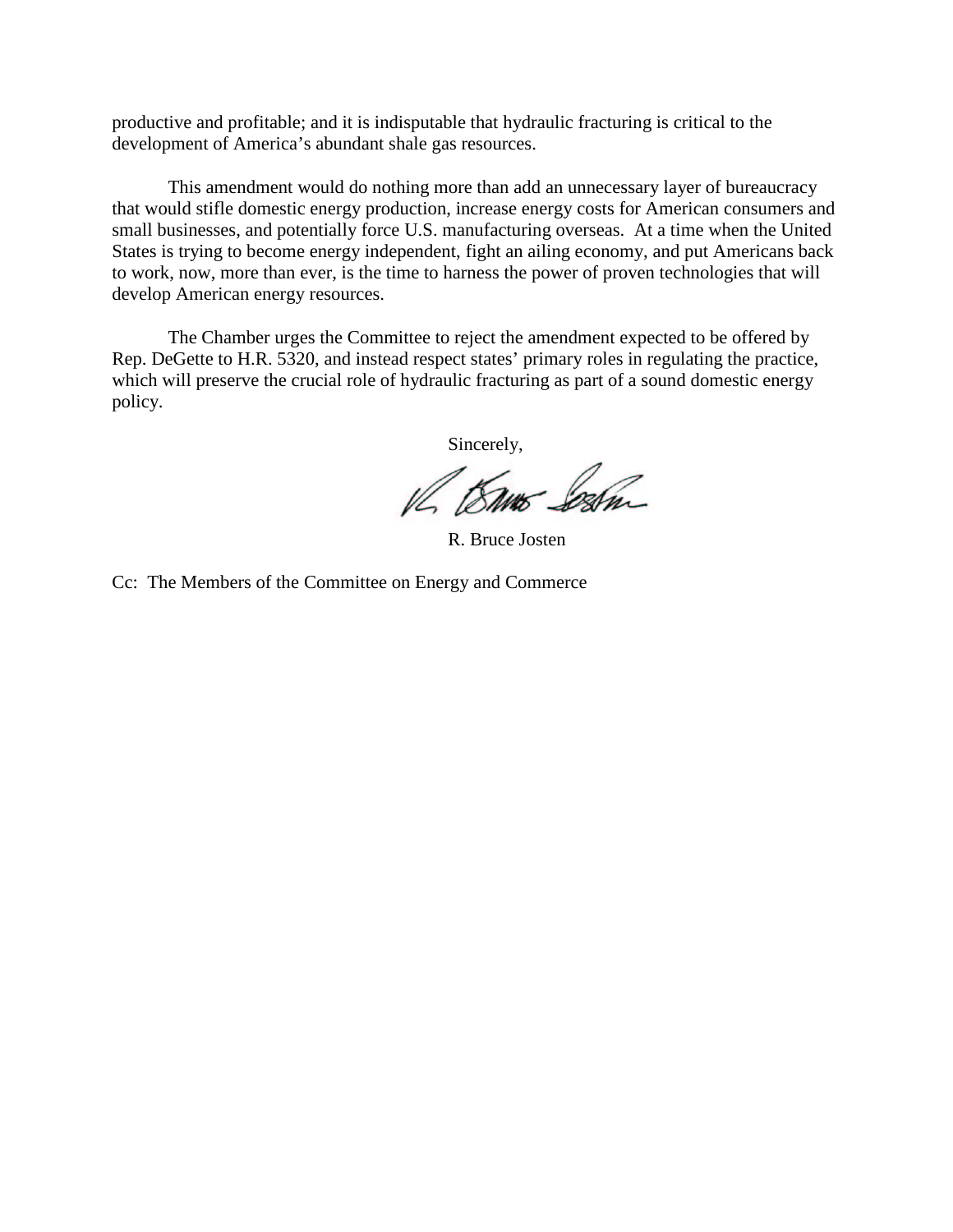productive and profitable; and it is indisputable that hydraulic fracturing is critical to the development of America's abundant shale gas resources.

This amendment would do nothing more than add an unnecessary layer of bureaucracy that would stifle domestic energy production, increase energy costs for American consumers and small businesses, and potentially force U.S. manufacturing overseas. At a time when the United States is trying to become energy independent, fight an ailing economy, and put Americans back to work, now, more than ever, is the time to harness the power of proven technologies that will develop American energy resources.

The Chamber urges the Committee to reject the amendment expected to be offered by Rep. DeGette to H.R. 5320, and instead respect states' primary roles in regulating the practice, which will preserve the crucial role of hydraulic fracturing as part of a sound domestic energy policy.

Sincerely,

R. Bruce Josten

Cc: The Members of the Committee on Energy and Commerce